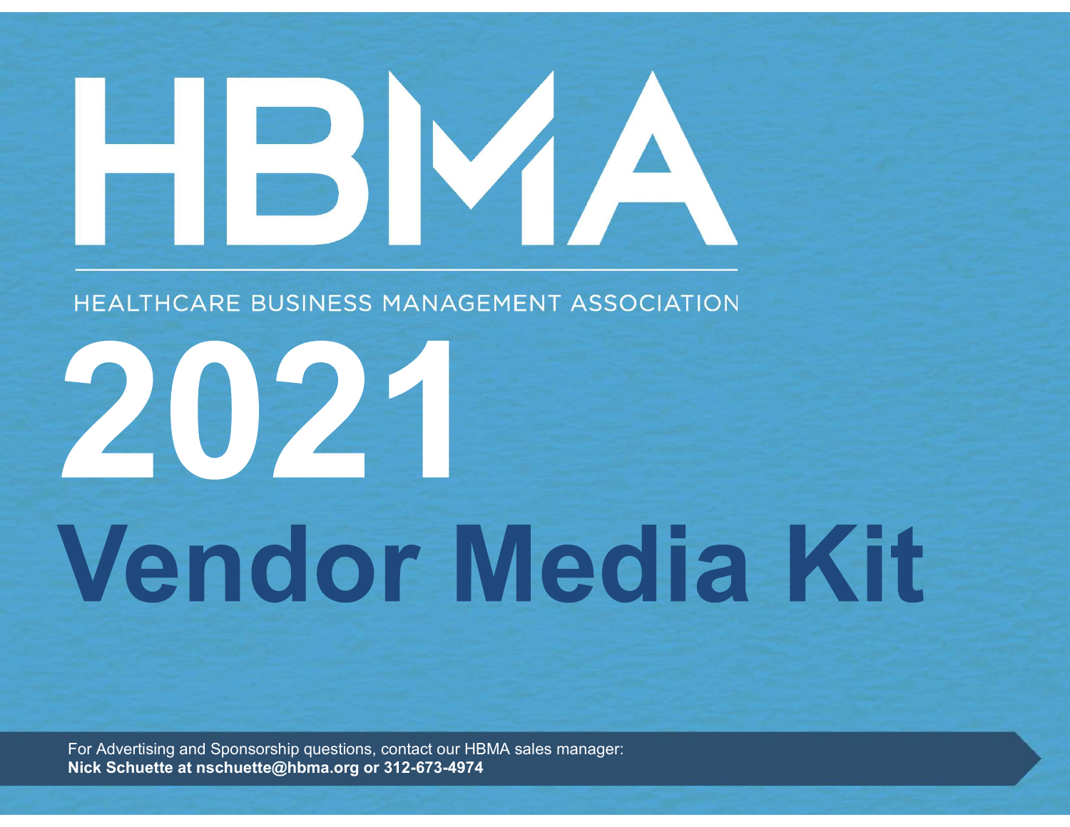# HBMA

HEALTHCARE BUSINESS MANAGEMENT ASSOCIATION

# 2021

# Vendor Media Kit

For Advertising and Sponsorship questions, contact our HBMA sales manager:
**Nick Schuette at nschuette@hbma.org or 312-673-4974**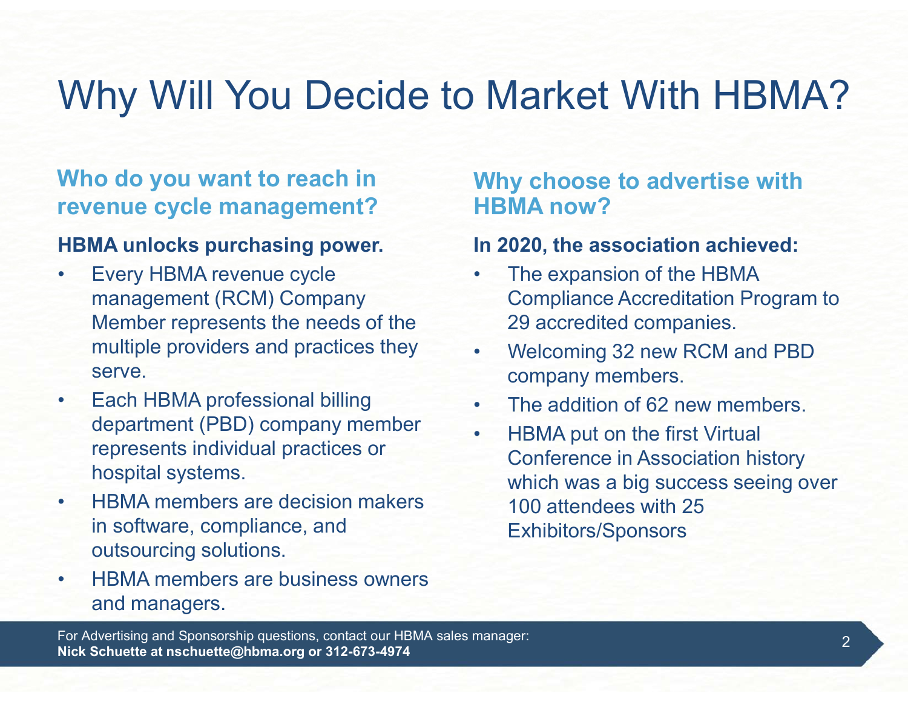# Why Will You Decide to Market With HBMA?

## Who do you want to reach in revenue cycle management?

**HBMA unlocks purchasing power.**

- Every HBMA revenue cycle management (RCM) Company Member represents the needs of the multiple providers and practices they serve.
- Each HBMA professional billing department (PBD) company member represents individual practices or hospital systems.
- HBMA members are decision makers in software, compliance, and outsourcing solutions.
- HBMA members are business owners and managers.

## Why choose to advertise with HBMA now?

**In 2020, the association achieved:**

- The expansion of the HBMA Compliance Accreditation Program to 29 accredited companies.
- Welcoming 32 new RCM and PBD company members.
- The addition of 62 new members.
- HBMA put on the first Virtual Conference in Association history which was a big success seeing over 100 attendees with 25 Exhibitors/Sponsors

For Advertising and Sponsorship questions, contact our HBMA sales manager:
**Nick Schuette at nschuette@hbma.org or 312-673-4974**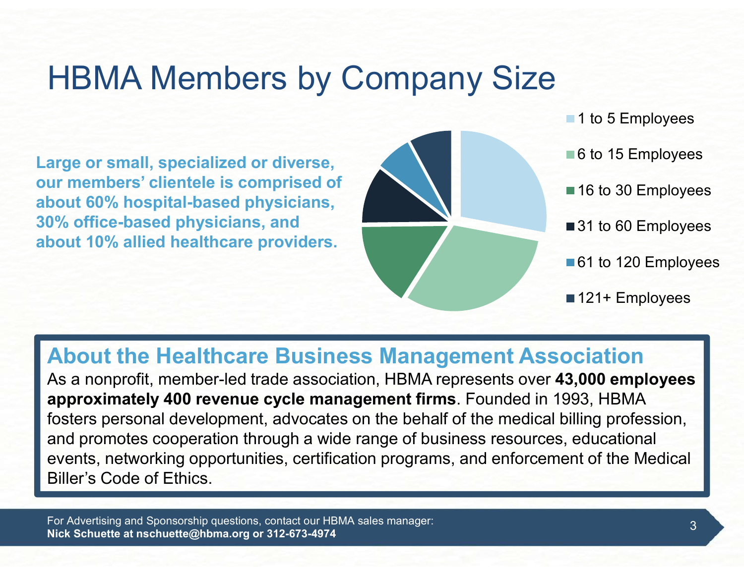# HBMA Members by Company Size

**Large or small, specialized or diverse, our members' clientele is comprised of about 60% hospital-based physicians, 30% office-based physicians, and about 10% allied healthcare providers.**

- 1 to 5 Employees
- 6 to 15 Employees
- 16 to 30 Employees
- 31 to 60 Employees
- 61 to 120 Employees
- 121+ Employees

## About the Healthcare Business Management Association

As a nonprofit, member-led trade association, HBMA represents over **43,000 employees approximately 400 revenue cycle management firms**. Founded in 1993, HBMA fosters personal development, advocates on the behalf of the medical billing profession, and promotes cooperation through a wide range of business resources, educational events, networking opportunities, certification programs, and enforcement of the Medical Biller's Code of Ethics.

For Advertising and Sponsorship questions, contact our HBMA sales manager:
**Nick Schuette at nschuette@hbma.org or 312-673-4974**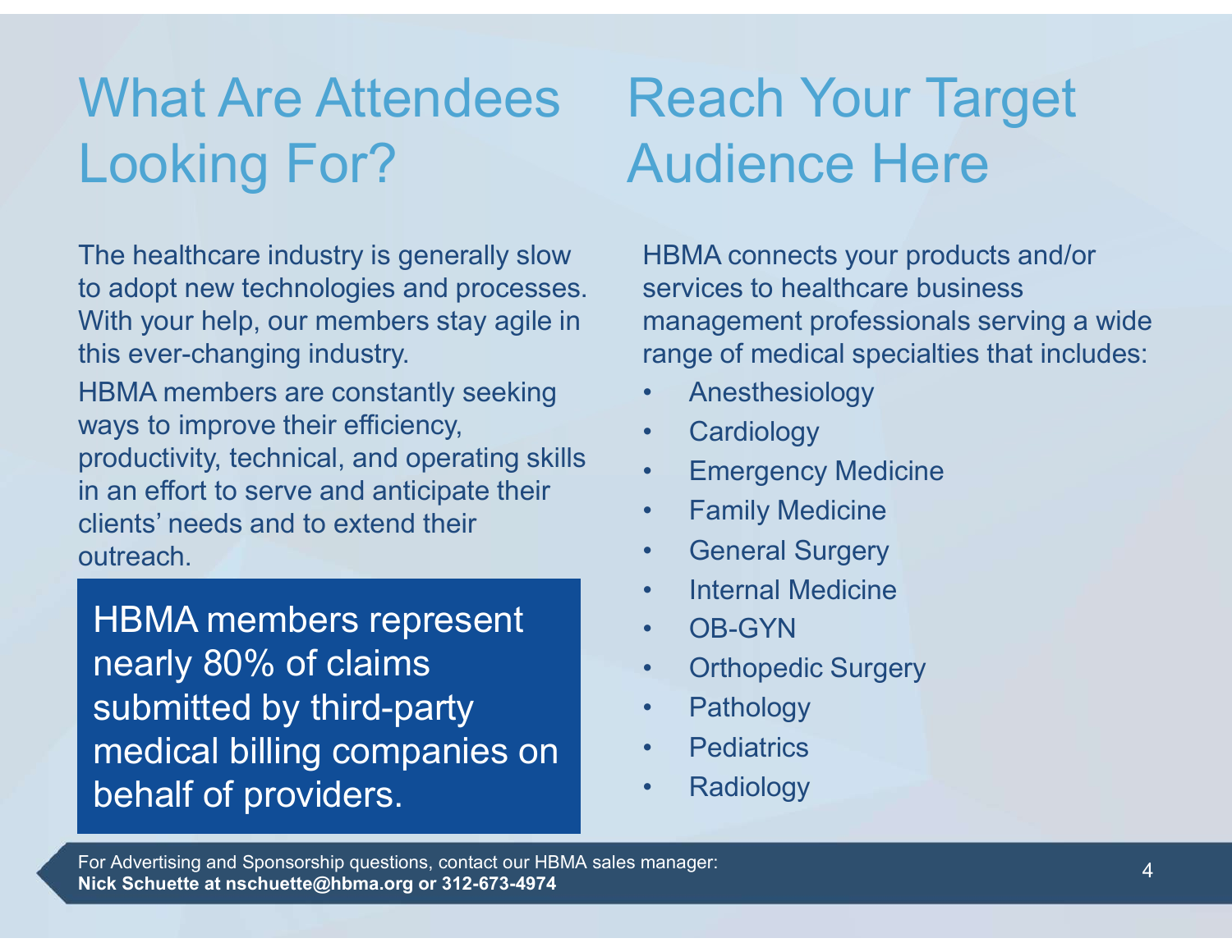## What Are Attendees Looking For?

The healthcare industry is generally slow to adopt new technologies and processes. With your help, our members stay agile in this ever-changing industry.

HBMA members are constantly seeking ways to improve their efficiency, productivity, technical, and operating skills in an effort to serve and anticipate their clients' needs and to extend their outreach.

**HBMA members represent nearly 80% of claims submitted by third-party medical billing companies on behalf of providers.**

## Reach Your Target Audience Here

HBMA connects your products and/or services to healthcare business management professionals serving a wide range of medical specialties that includes:

- Anesthesiology
- Cardiology
- Emergency Medicine
- Family Medicine
- General Surgery
- Internal Medicine
- OB-GYN
- Orthopedic Surgery
- Pathology
- Pediatrics
- Radiology

For Advertising and Sponsorship questions, contact our HBMA sales manager:
**Nick Schuette at nschuette@hbma.org or 312-673-4974**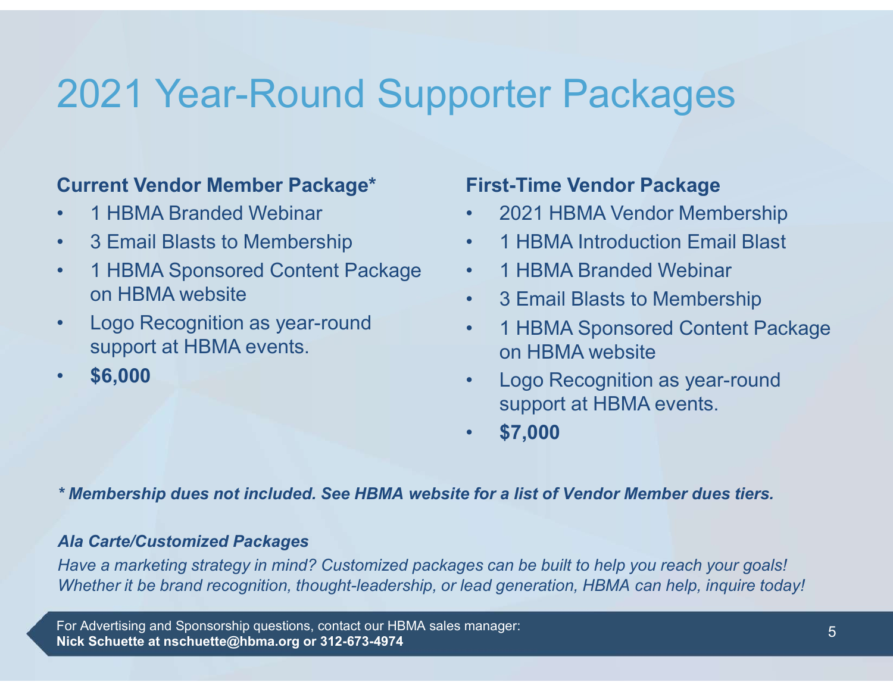# 2021 Year-Round Supporter Packages

### Current Vendor Member Package*

- 1 HBMA Branded Webinar
- 3 Email Blasts to Membership
- 1 HBMA Sponsored Content Package on HBMA website
- Logo Recognition as year-round support at HBMA events.
- **$6,000**

### First-Time Vendor Package

- 2021 HBMA Vendor Membership
- 1 HBMA Introduction Email Blast
- 1 HBMA Branded Webinar
- 3 Email Blasts to Membership
- 1 HBMA Sponsored Content Package on HBMA website
- Logo Recognition as year-round support at HBMA events.
- **$7,000**

***\* Membership dues not included. See HBMA website for a list of Vendor Member dues tiers.***

***Ala Carte/Customized Packages***

*Have a marketing strategy in mind? Customized packages can be built to help you reach your goals! Whether it be brand recognition, thought-leadership, or lead generation, HBMA can help, inquire today!*

For Advertising and Sponsorship questions, contact our HBMA sales manager:
**Nick Schuette at nschuette@hbma.org or 312-673-4974**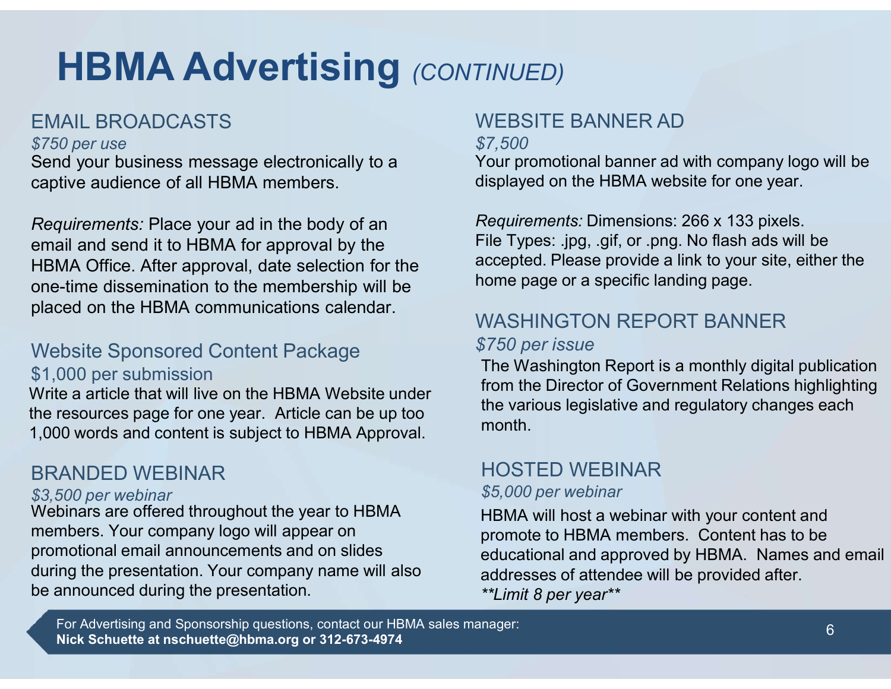# HBMA Advertising *(CONTINUED)*

## EMAIL BROADCASTS

*$750 per use*

Send your business message electronically to a captive audience of all HBMA members.

*Requirements:* Place your ad in the body of an email and send it to HBMA for approval by the HBMA Office. After approval, date selection for the one-time dissemination to the membership will be placed on the HBMA communications calendar.

## Website Sponsored Content Package

$1,000 per submission

Write a article that will live on the HBMA Website under the resources page for one year. Article can be up too 1,000 words and content is subject to HBMA Approval.

## BRANDED WEBINAR

*$3,500 per webinar*

Webinars are offered throughout the year to HBMA members. Your company logo will appear on promotional email announcements and on slides during the presentation. Your company name will also be announced during the presentation.

## WEBSITE BANNER AD

*$7,500*

Your promotional banner ad with company logo will be displayed on the HBMA website for one year.

*Requirements:* Dimensions: 266 x 133 pixels. File Types: .jpg, .gif, or .png. No flash ads will be accepted. Please provide a link to your site, either the home page or a specific landing page.

## WASHINGTON REPORT BANNER

*$750 per issue*

The Washington Report is a monthly digital publication from the Director of Government Relations highlighting the various legislative and regulatory changes each month.

## HOSTED WEBINAR

*$5,000 per webinar*

HBMA will host a webinar with your content and promote to HBMA members. Content has to be educational and approved by HBMA. Names and email addresses of attendee will be provided after.

***Limit 8 per year***

For Advertising and Sponsorship questions, contact our HBMA sales manager:
**Nick Schuette at nschuette@hbma.org or 312-673-4974**